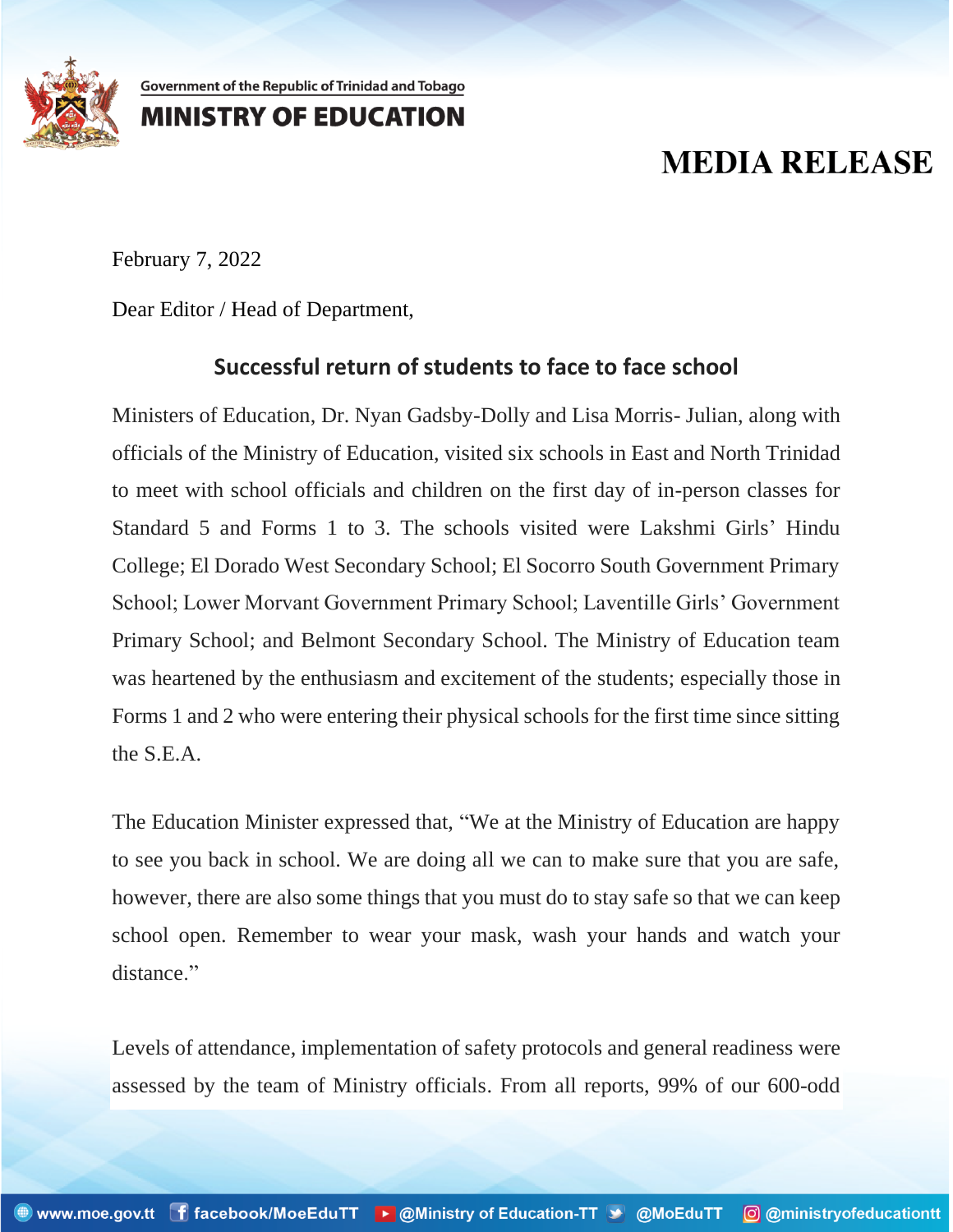Government of the Republic of Trinidad and Tobago

**MINISTRY OF EDUCATION**

# MEDIA RELEASE

February 7, 2022

Dear Editor / Head of Department,

## Successful return of students to face to face school

Ministers of Education, Dr. Nyan Gadsby-Dolly and Lisa Morris- Julian, along with officials of the Ministry of Education, visited six schools in East and North Trinidad to meet with school officials and children on the first day of in-person classes for Standard 5 and Forms 1 to 3. The schools visited were Lakshmi Girls' Hindu College; El Dorado West Secondary School; El Socorro South Government Primary School; Lower Morvant Government Primary School; Laventille Girls' Government Primary School; and Belmont Secondary School. The Ministry of Education team was heartened by the enthusiasm and excitement of the students; especially those in Forms 1 and 2 who were entering their physical schools for the first time since sitting the S.E.A.

The Education Minister expressed that, "We at the Ministry of Education are happy to see you back in school. We are doing all we can to make sure that you are safe, however, there are also some things that you must do to stay safe so that we can keep school open. Remember to wear your mask, wash your hands and watch your distance."

Levels of attendance, implementation of safety protocols and general readiness were assessed by the team of Ministry officials. From all reports, 99% of our 600-odd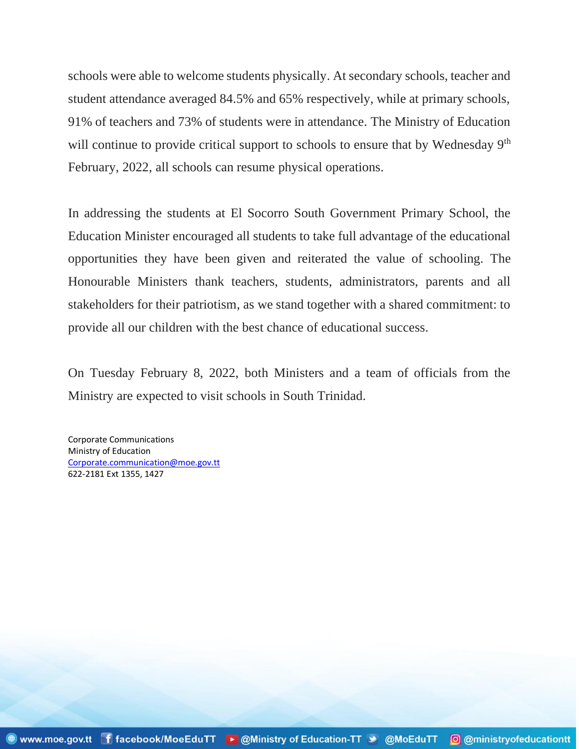schools were able to welcome students physically. At secondary schools, teacher and student attendance averaged 84.5% and 65% respectively, while at primary schools, 91% of teachers and 73% of students were in attendance. The Ministry of Education will continue to provide critical support to schools to ensure that by Wednesday 9$^{th}$ February, 2022, all schools can resume physical operations.

In addressing the students at El Socorro South Government Primary School, the Education Minister encouraged all students to take full advantage of the educational opportunities they have been given and reiterated the value of schooling. The Honourable Ministers thank teachers, students, administrators, parents and all stakeholders for their patriotism, as we stand together with a shared commitment: to provide all our children with the best chance of educational success.

On Tuesday February 8, 2022, both Ministers and a team of officials from the Ministry are expected to visit schools in South Trinidad.

Corporate Communications
Ministry of Education
Corporate.communication@moe.gov.tt
622-2181 Ext 1355, 1427